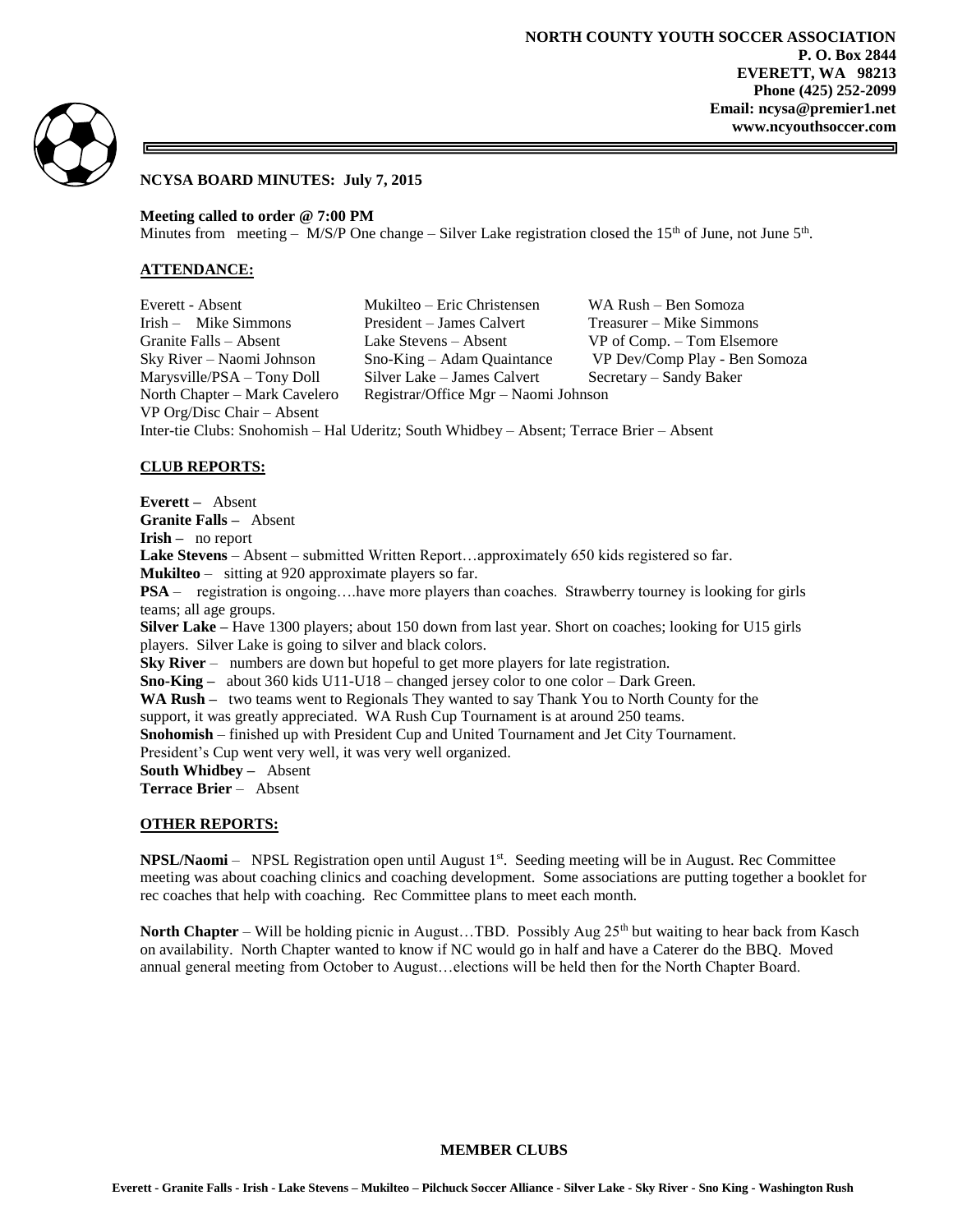**NORTH COUNTY YOUTH SOCCER ASSOCIATION**
**P. O. Box 2844**
**EVERETT, WA 98213**
**Phone (425) 252-2099**
**Email: ncysa@premier1.net**
**www.ncyouthsoccer.com**

## NCYSA BOARD MINUTES: July 7, 2015

**Meeting called to order @ 7:00 PM**

Minutes from meeting – M/S/P One change – Silver Lake registration closed the 15th of June, not June 5th.

### ATTENDANCE:

| | | |
|---|---|---|
| Everett - Absent | Mukilteo – Eric Christensen | WA Rush – Ben Somoza |
| Irish – Mike Simmons | President – James Calvert | Treasurer – Mike Simmons |
| Granite Falls – Absent | Lake Stevens – Absent | VP of Comp. – Tom Elsemore |
| Sky River – Naomi Johnson | Sno-King – Adam Quaintance | VP Dev/Comp Play - Ben Somoza |
| Marysville/PSA – Tony Doll | Silver Lake – James Calvert | Secretary – Sandy Baker |
| North Chapter – Mark Cavelero | Registrar/Office Mgr – Naomi Johnson | |
| VP Org/Disc Chair – Absent | | |

Inter-tie Clubs: Snohomish – Hal Uderitz; South Whidbey – Absent; Terrace Brier – Absent

### CLUB REPORTS:

**Everett –** Absent
**Granite Falls –** Absent
**Irish –** no report
**Lake Stevens** – Absent – submitted Written Report…approximately 650 kids registered so far.
**Mukilteo** – sitting at 920 approximate players so far.
**PSA** – registration is ongoing….have more players than coaches. Strawberry tourney is looking for girls teams; all age groups.
**Silver Lake –** Have 1300 players; about 150 down from last year. Short on coaches; looking for U15 girls players. Silver Lake is going to silver and black colors.
**Sky River** – numbers are down but hopeful to get more players for late registration.
**Sno-King –** about 360 kids U11-U18 – changed jersey color to one color – Dark Green.
**WA Rush –** two teams went to Regionals They wanted to say Thank You to North County for the support, it was greatly appreciated. WA Rush Cup Tournament is at around 250 teams.
**Snohomish** – finished up with President Cup and United Tournament and Jet City Tournament. President's Cup went very well, it was very well organized.
**South Whidbey –** Absent
**Terrace Brier** – Absent

### OTHER REPORTS:

**NPSL/Naomi** – NPSL Registration open until August 1st. Seeding meeting will be in August. Rec Committee meeting was about coaching clinics and coaching development. Some associations are putting together a booklet for rec coaches that help with coaching. Rec Committee plans to meet each month.

**North Chapter** – Will be holding picnic in August…TBD. Possibly Aug 25th but waiting to hear back from Kasch on availability. North Chapter wanted to know if NC would go in half and have a Caterer do the BBQ. Moved annual general meeting from October to August…elections will be held then for the North Chapter Board.

**MEMBER CLUBS**

**Everett - Granite Falls - Irish - Lake Stevens – Mukilteo – Pilchuck Soccer Alliance - Silver Lake - Sky River - Sno King - Washington Rush**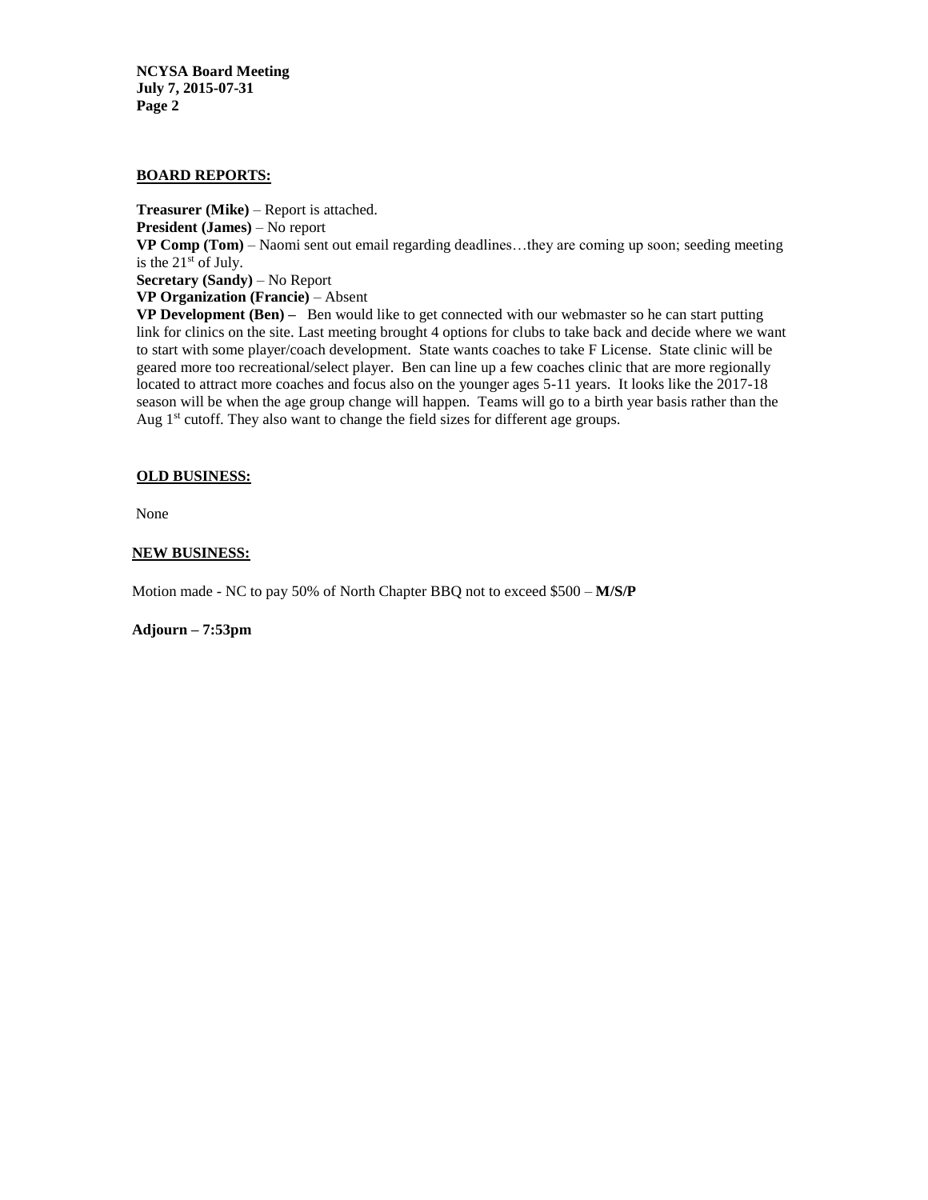## BOARD REPORTS:

**Treasurer (Mike)** – Report is attached.
**President (James)** – No report
**VP Comp (Tom)** – Naomi sent out email regarding deadlines…they are coming up soon; seeding meeting is the 21st of July.
**Secretary (Sandy)** – No Report
**VP Organization (Francie)** – Absent
**VP Development (Ben) –** Ben would like to get connected with our webmaster so he can start putting link for clinics on the site. Last meeting brought 4 options for clubs to take back and decide where we want to start with some player/coach development. State wants coaches to take F License. State clinic will be geared more too recreational/select player. Ben can line up a few coaches clinic that are more regionally located to attract more coaches and focus also on the younger ages 5-11 years. It looks like the 2017-18 season will be when the age group change will happen. Teams will go to a birth year basis rather than the Aug 1st cutoff. They also want to change the field sizes for different age groups.

## OLD BUSINESS:

None

## NEW BUSINESS:

Motion made - NC to pay 50% of North Chapter BBQ not to exceed $500 – **M/S/P**

**Adjourn – 7:53pm**